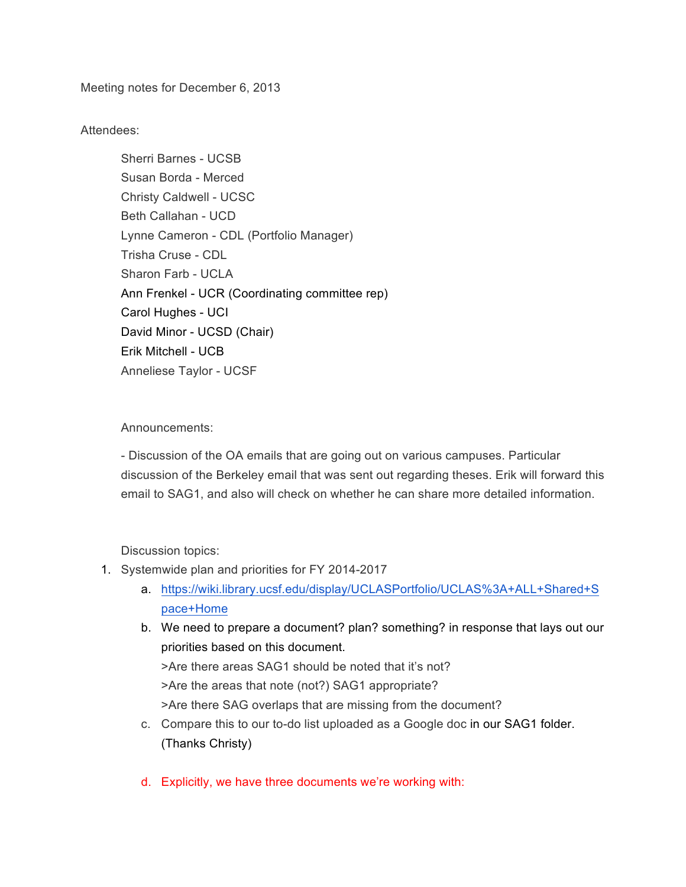Meeting notes for December 6, 2013

Attendees:

Sherri Barnes - UCSB
Susan Borda - Merced
Christy Caldwell - UCSC
Beth Callahan - UCD
Lynne Cameron - CDL (Portfolio Manager)
Trisha Cruse - CDL
Sharon Farb - UCLA
Ann Frenkel - UCR (Coordinating committee rep)
Carol Hughes - UCI
David Minor - UCSD (Chair)
Erik Mitchell - UCB
Anneliese Taylor - UCSF

Announcements:

- Discussion of the OA emails that are going out on various campuses. Particular discussion of the Berkeley email that was sent out regarding theses. Erik will forward this email to SAG1, and also will check on whether he can share more detailed information.

Discussion topics:

1. Systemwide plan and priorities for FY 2014-2017
   a. [https://wiki.library.ucsf.edu/display/UCLASPortfolio/UCLAS%3A+ALL+Shared+Space+Home](https://wiki.library.ucsf.edu/display/UCLASPortfolio/UCLAS%3A+ALL+Shared+Space+Home)
   b. We need to prepare a document? plan? something? in response that lays out our priorities based on this document.
      >Are there areas SAG1 should be noted that it's not?
      >Are the areas that note (not?) SAG1 appropriate?
      >Are there SAG overlaps that are missing from the document?
   c. Compare this to our to-do list uploaded as a Google doc in our SAG1 folder. (Thanks Christy)
   d. Explicitly, we have three documents we're working with: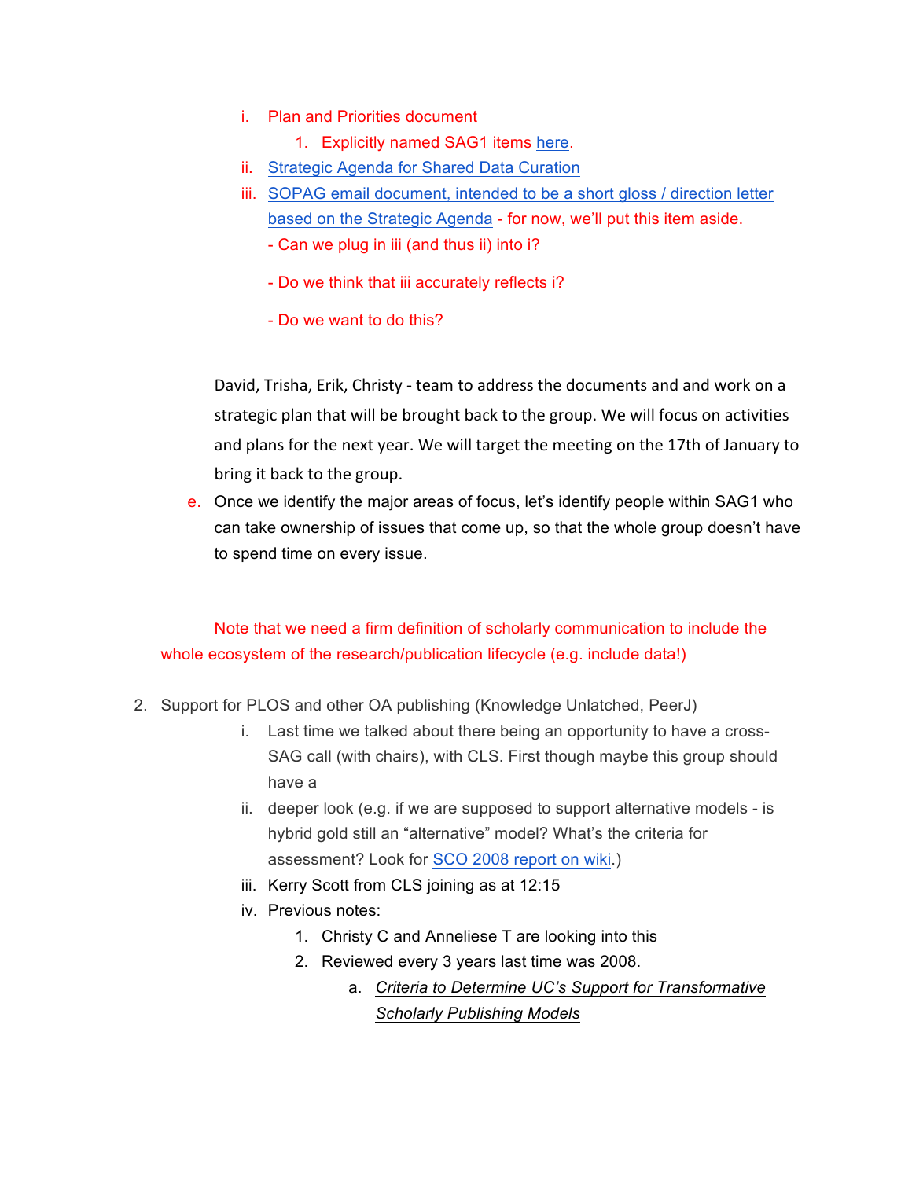i. Plan and Priorities document
    1. Explicitly named SAG1 items here.

ii. Strategic Agenda for Shared Data Curation

iii. SOPAG email document, intended to be a short gloss / direction letter based on the Strategic Agenda - for now, we'll put this item aside.

- Can we plug in iii (and thus ii) into i?

- Do we think that iii accurately reflects i?

- Do we want to do this?

David, Trisha, Erik, Christy - team to address the documents and and work on a strategic plan that will be brought back to the group. We will focus on activities and plans for the next year. We will target the meeting on the 17th of January to bring it back to the group.

e. Once we identify the major areas of focus, let's identify people within SAG1 who can take ownership of issues that come up, so that the whole group doesn't have to spend time on every issue.

Note that we need a firm definition of scholarly communication to include the whole ecosystem of the research/publication lifecycle (e.g. include data!)

2. Support for PLOS and other OA publishing (Knowledge Unlatched, PeerJ)
    i. Last time we talked about there being an opportunity to have a cross-SAG call (with chairs), with CLS. First though maybe this group should have a
    ii. deeper look (e.g. if we are supposed to support alternative models - is hybrid gold still an "alternative" model? What's the criteria for assessment? Look for SCO 2008 report on wiki.)
    iii. Kerry Scott from CLS joining as at 12:15
    iv. Previous notes:
        1. Christy C and Anneliese T are looking into this
        2. Reviewed every 3 years last time was 2008.
            a. *Criteria to Determine UC's Support for Transformative Scholarly Publishing Models*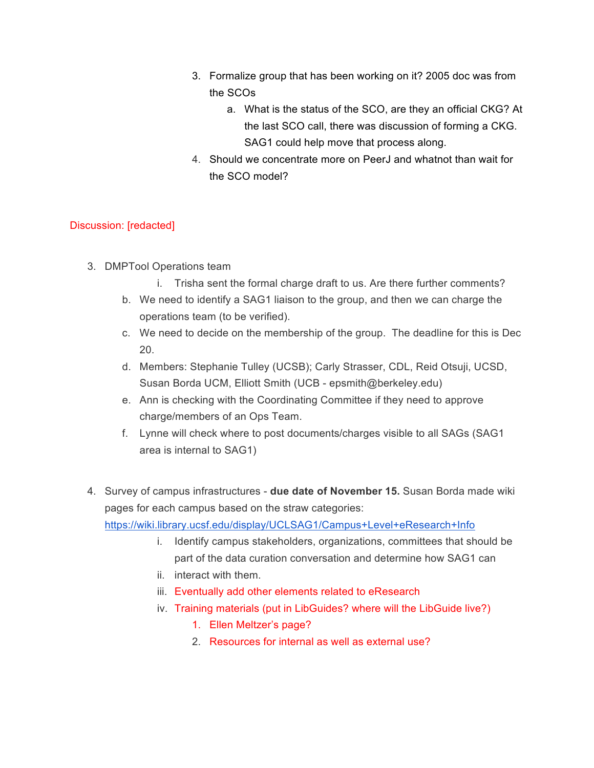3. Formalize group that has been working on it? 2005 doc was from the SCOs
    a. What is the status of the SCO, are they an official CKG? At the last SCO call, there was discussion of forming a CKG. SAG1 could help move that process along.
4. Should we concentrate more on PeerJ and whatnot than wait for the SCO model?

Discussion: [redacted]

3. DMPTool Operations team
    i. Trisha sent the formal charge draft to us. Are there further comments?
    b. We need to identify a SAG1 liaison to the group, and then we can charge the operations team (to be verified).
    c. We need to decide on the membership of the group. The deadline for this is Dec 20.
    d. Members: Stephanie Tulley (UCSB); Carly Strasser, CDL, Reid Otsuji, UCSD, Susan Borda UCM, Elliott Smith (UCB - epsmith@berkeley.edu)
    e. Ann is checking with the Coordinating Committee if they need to approve charge/members of an Ops Team.
    f. Lynne will check where to post documents/charges visible to all SAGs (SAG1 area is internal to SAG1)

4. Survey of campus infrastructures - **due date of November 15.** Susan Borda made wiki pages for each campus based on the straw categories: https://wiki.library.ucsf.edu/display/UCLSAG1/Campus+Level+eResearch+Info
    i. Identify campus stakeholders, organizations, committees that should be part of the data curation conversation and determine how SAG1 can
    ii. interact with them.
    iii. Eventually add other elements related to eResearch
    iv. Training materials (put in LibGuides? where will the LibGuide live?)
        1. Ellen Meltzer's page?
        2. Resources for internal as well as external use?